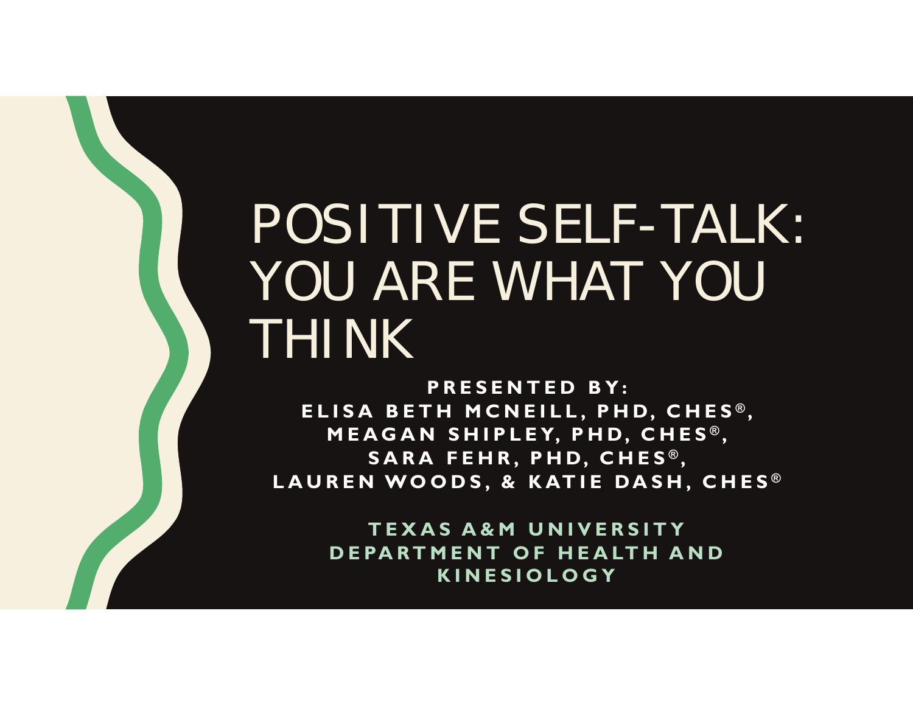# POSITIVE SELF-TALK: YOU ARE WHAT YOU THINK

**PRESENTED BY:**
**ELISA BETH MCNEILL, PHD, CHES®,**
**MEAGAN SHIPLEY, PHD, CHES®,**
**SARA FEHR, PHD, CHES®,**
**LAUREN WOODS, & KATIE DASH, CHES®**

**TEXAS A&M UNIVERSITY**
**DEPARTMENT OF HEALTH AND KINESIOLOGY**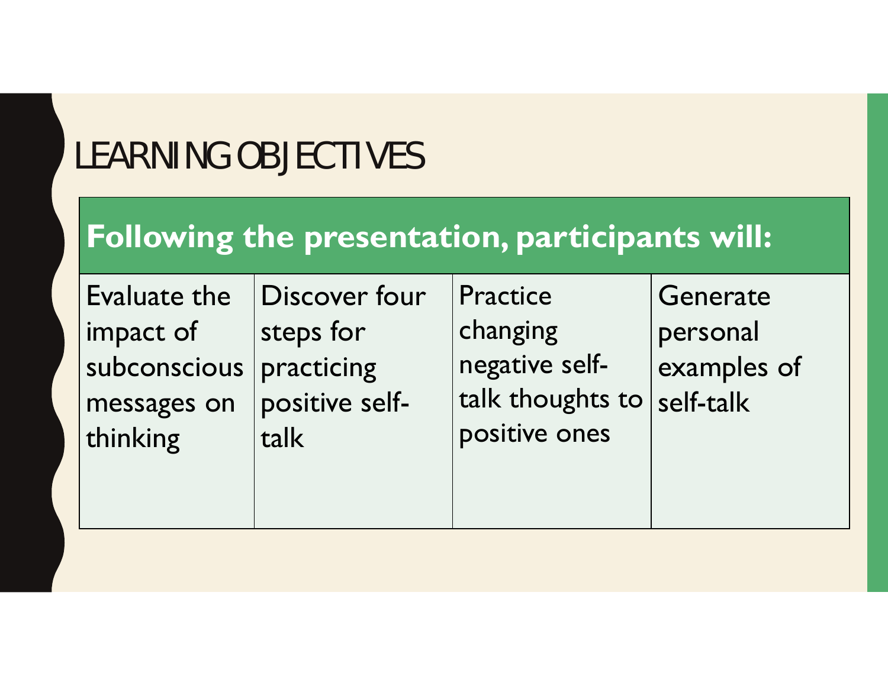# LEARNING OBJECTIVES

| Following the presentation, participants will: | | | |
|---|---|---|---|
| Evaluate the impact of subconscious messages on thinking | Discover four steps for practicing positive self-talk | Practice changing negative self-talk thoughts to positive ones | Generate personal examples of self-talk |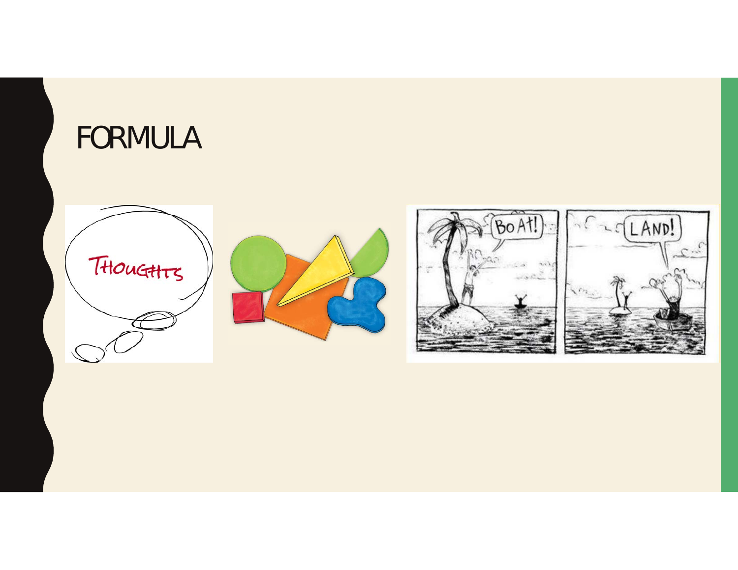# FORMULA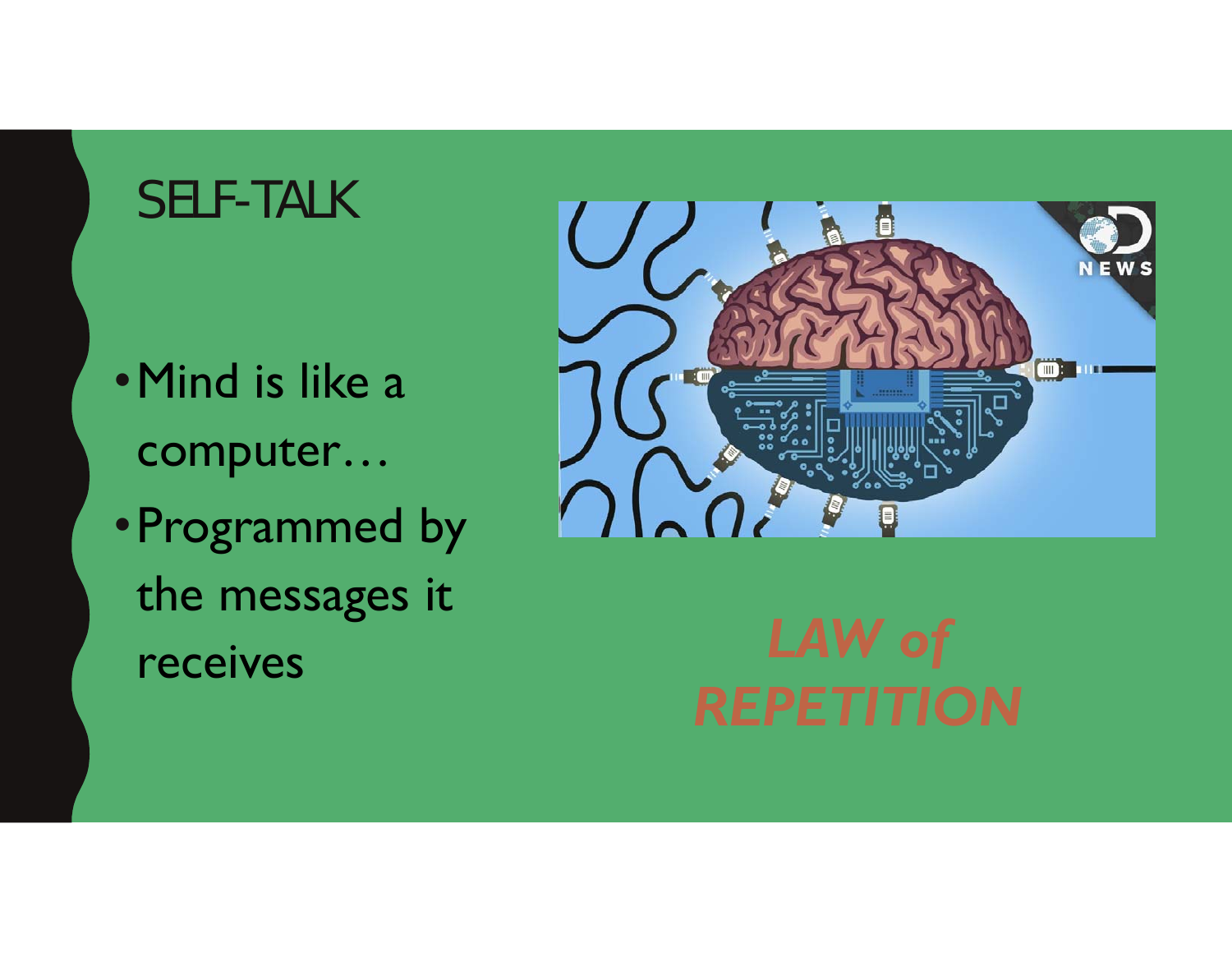# SELF-TALK

- Mind is like a computer…
- Programmed by the messages it receives

***LAW of REPETITION***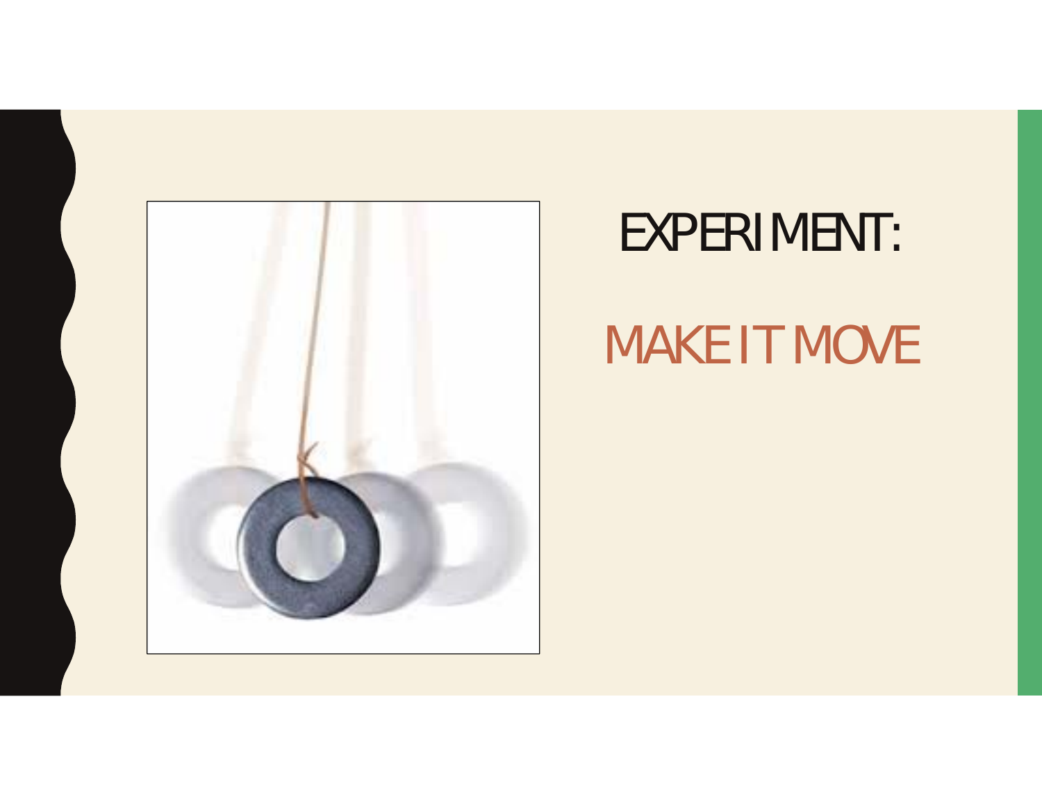# EXPERIMENT:

## MAKE IT MOVE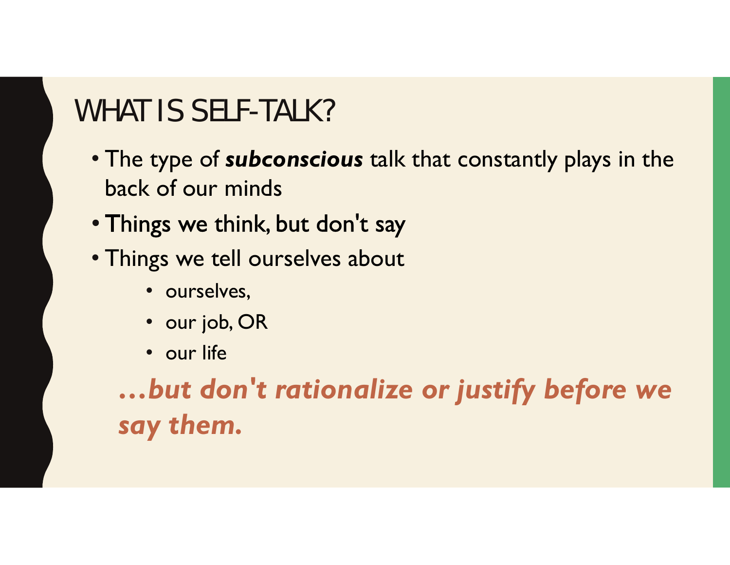# WHAT IS SELF-TALK?

- The type of ***subconscious*** talk that constantly plays in the back of our minds
- Things we think, but don't say
- Things we tell ourselves about
    - ourselves,
    - our job, OR
    - our life

***…but don't rationalize or justify before we say them.***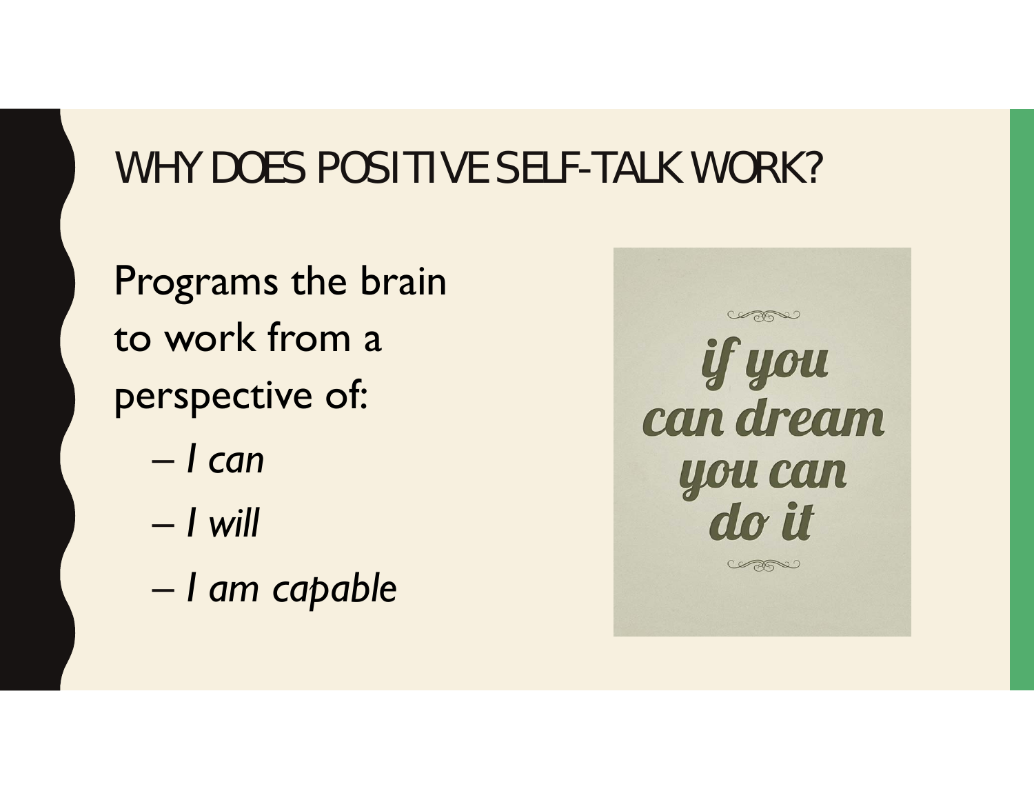# WHY DOES POSITIVE SELF-TALK WORK?

Programs the brain to work from a perspective of:

- *I can*
- *I will*
- *I am capable*

if you can dream you can do it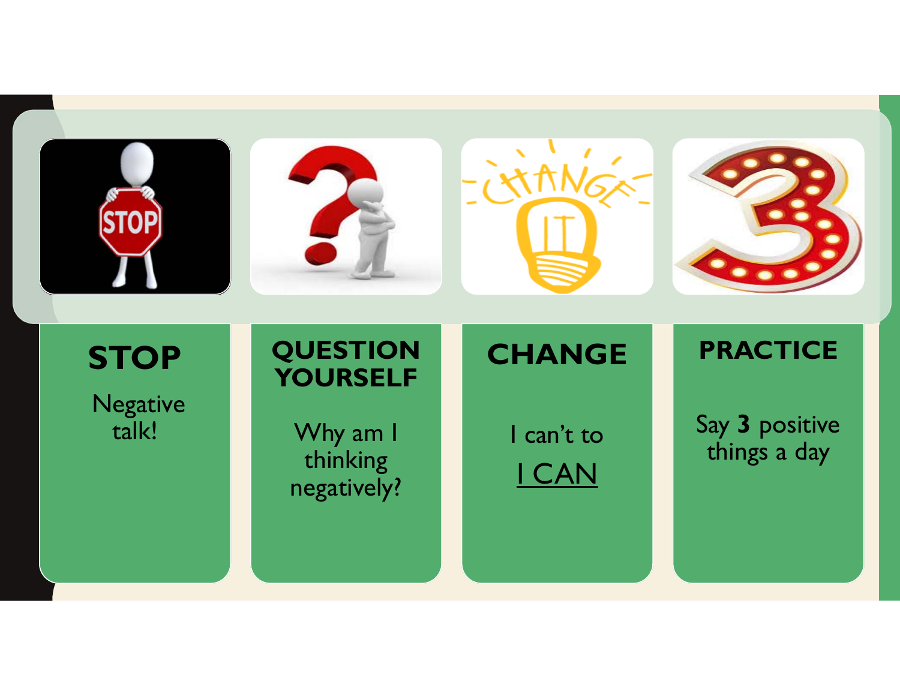## STOP

Negative talk!

## QUESTION YOURSELF

Why am I thinking negatively?

## CHANGE

I can't to

<u>I CAN</u>

## PRACTICE

Say **3** positive things a day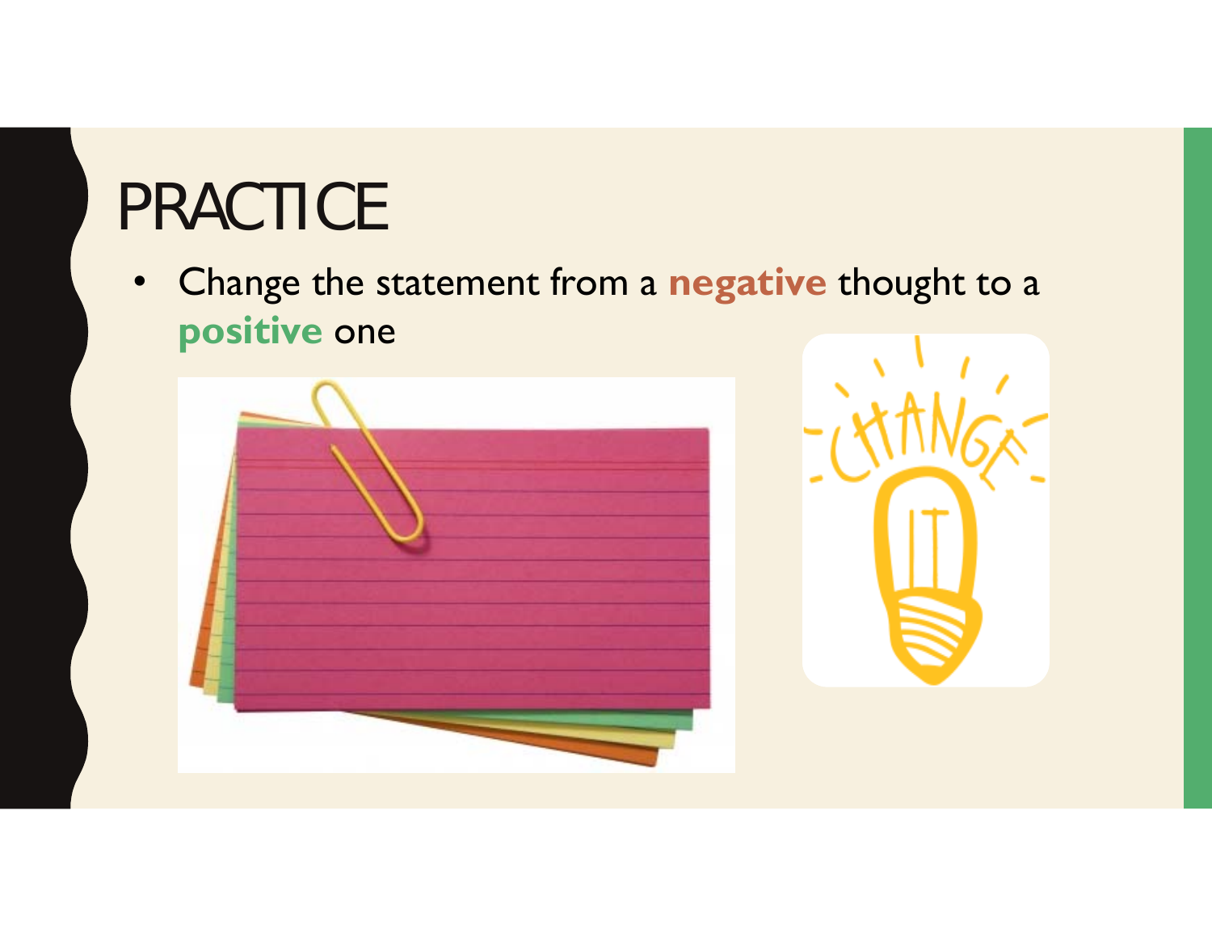# PRACTICE

- Change the statement from a **negative** thought to a **positive** one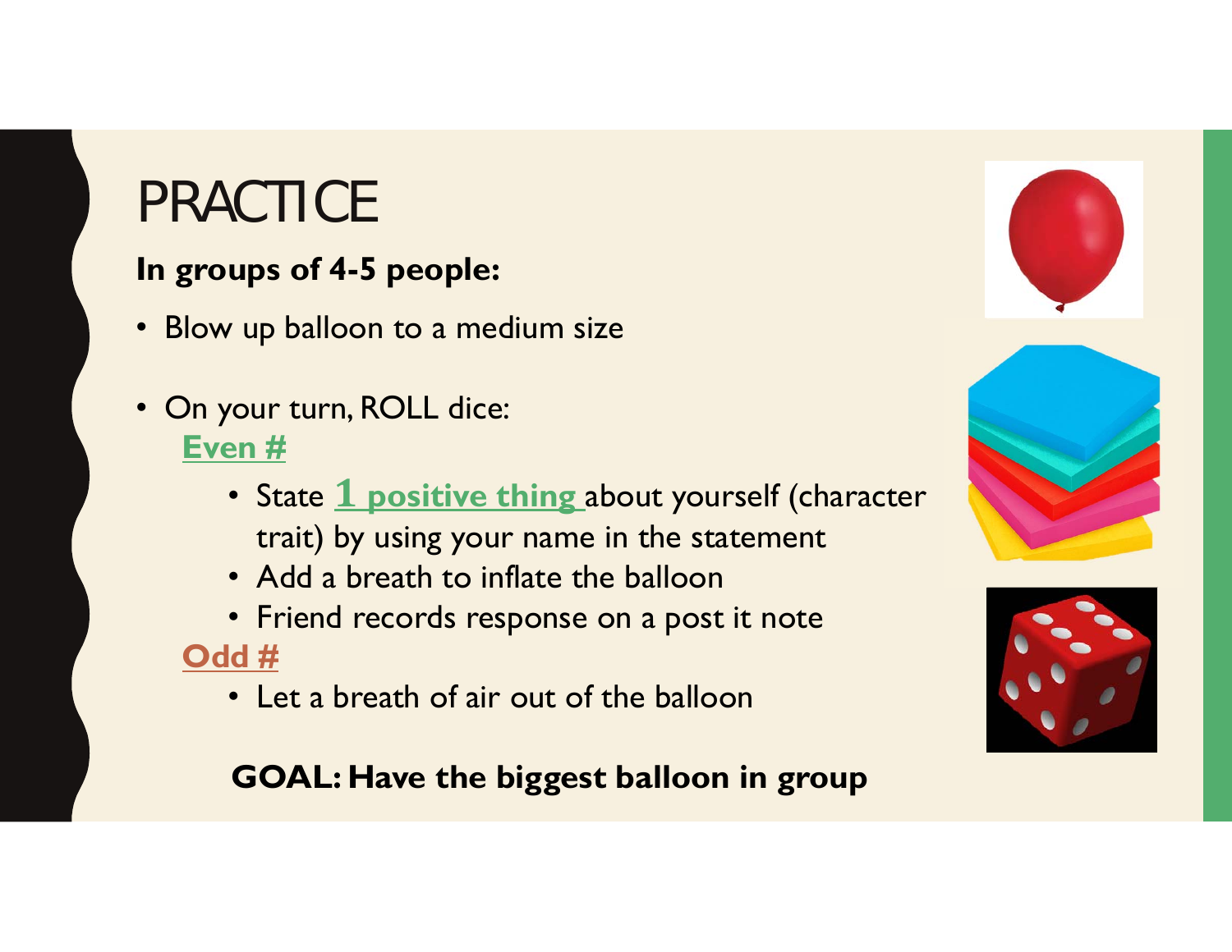# PRACTICE

**In groups of 4-5 people:**

- Blow up balloon to a medium size
- On your turn, ROLL dice:

  **Even #**

  - State **1 positive thing** about yourself (character trait) by using your name in the statement
  - Add a breath to inflate the balloon
  - Friend records response on a post it note

  **Odd #**

  - Let a breath of air out of the balloon

**GOAL: Have the biggest balloon in group**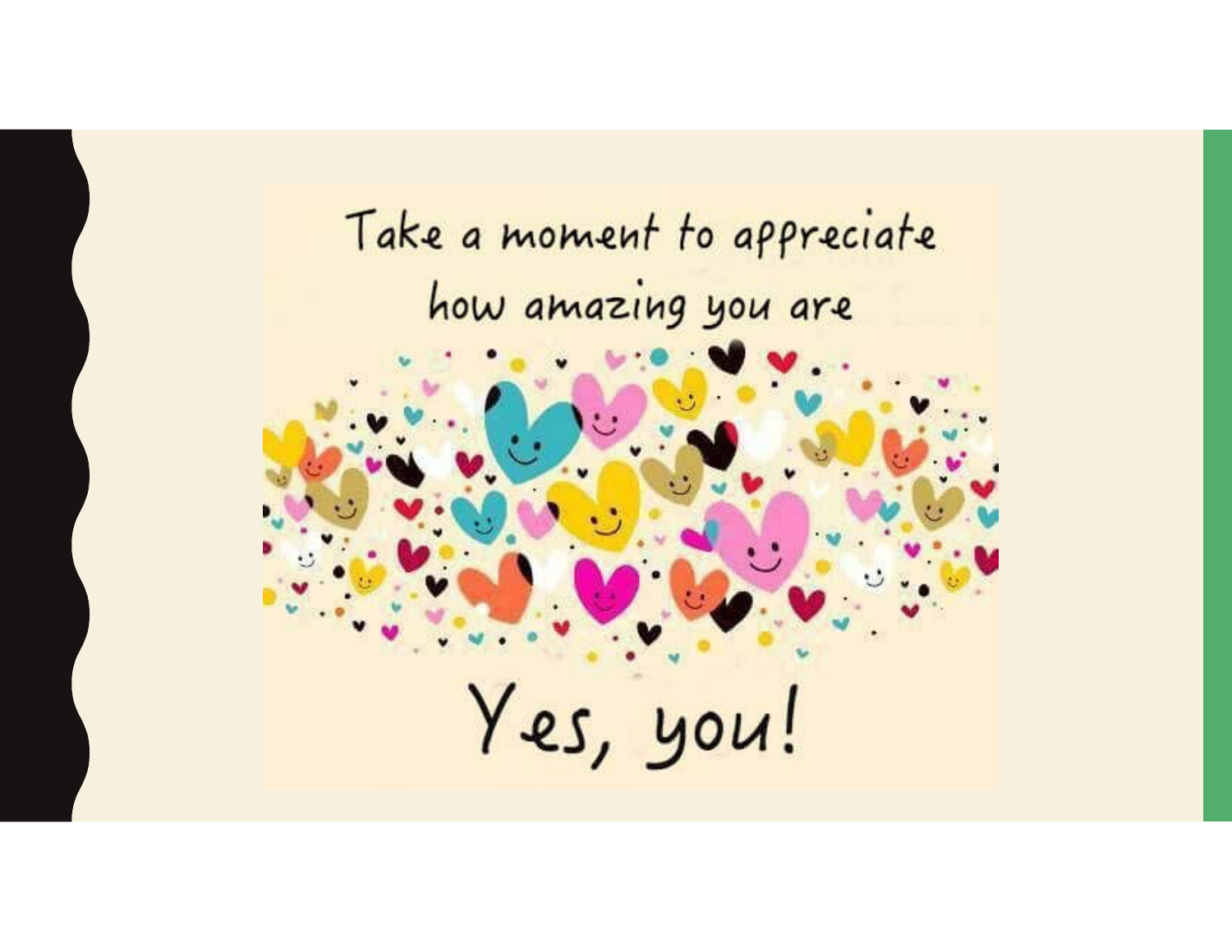Take a moment to appreciate how amazing you are

Yes, you!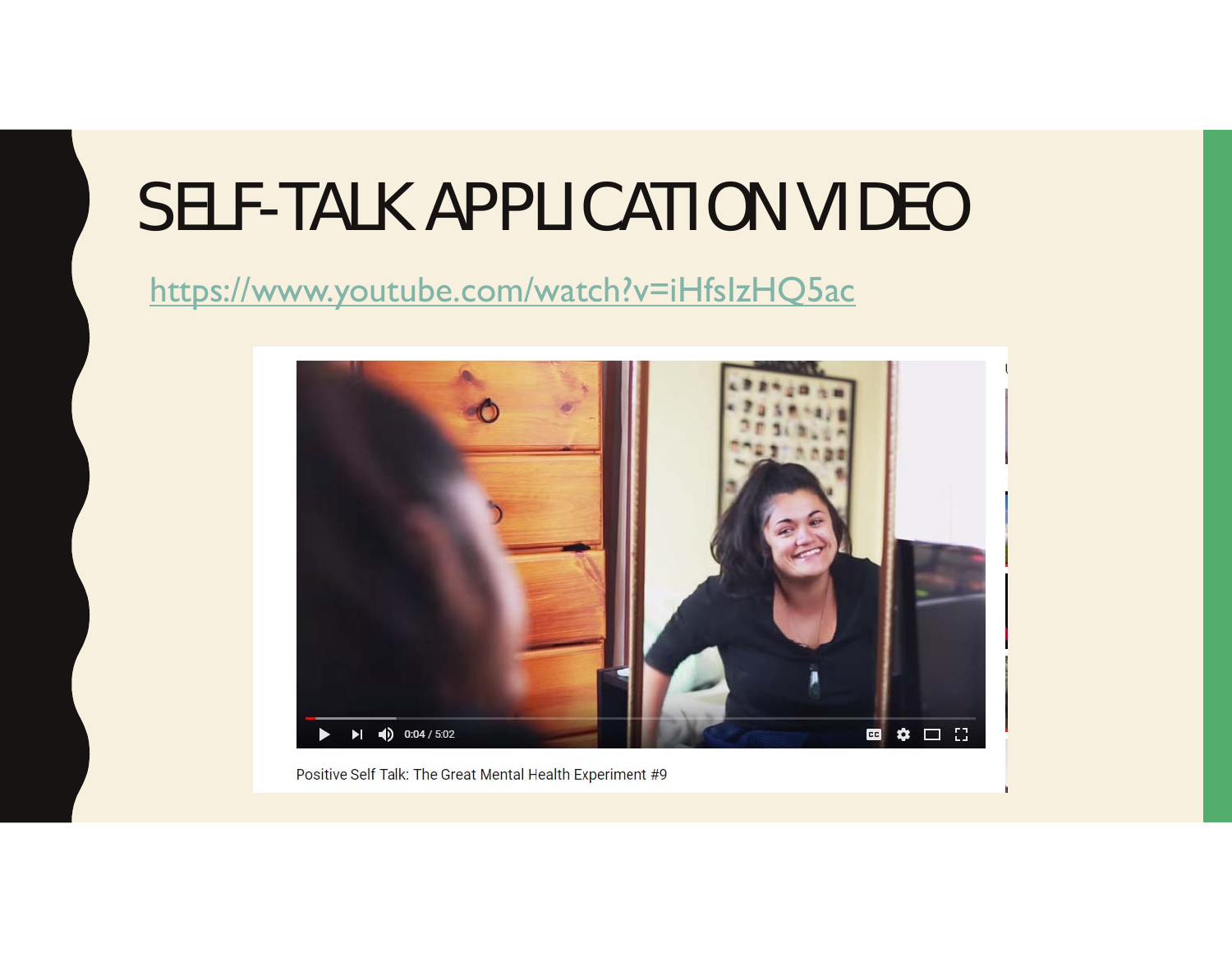# SELF-TALK APPLICATION VIDEO

https://www.youtube.com/watch?v=iHfsIzHQ5ac

Positive Self Talk: The Great Mental Health Experiment #9